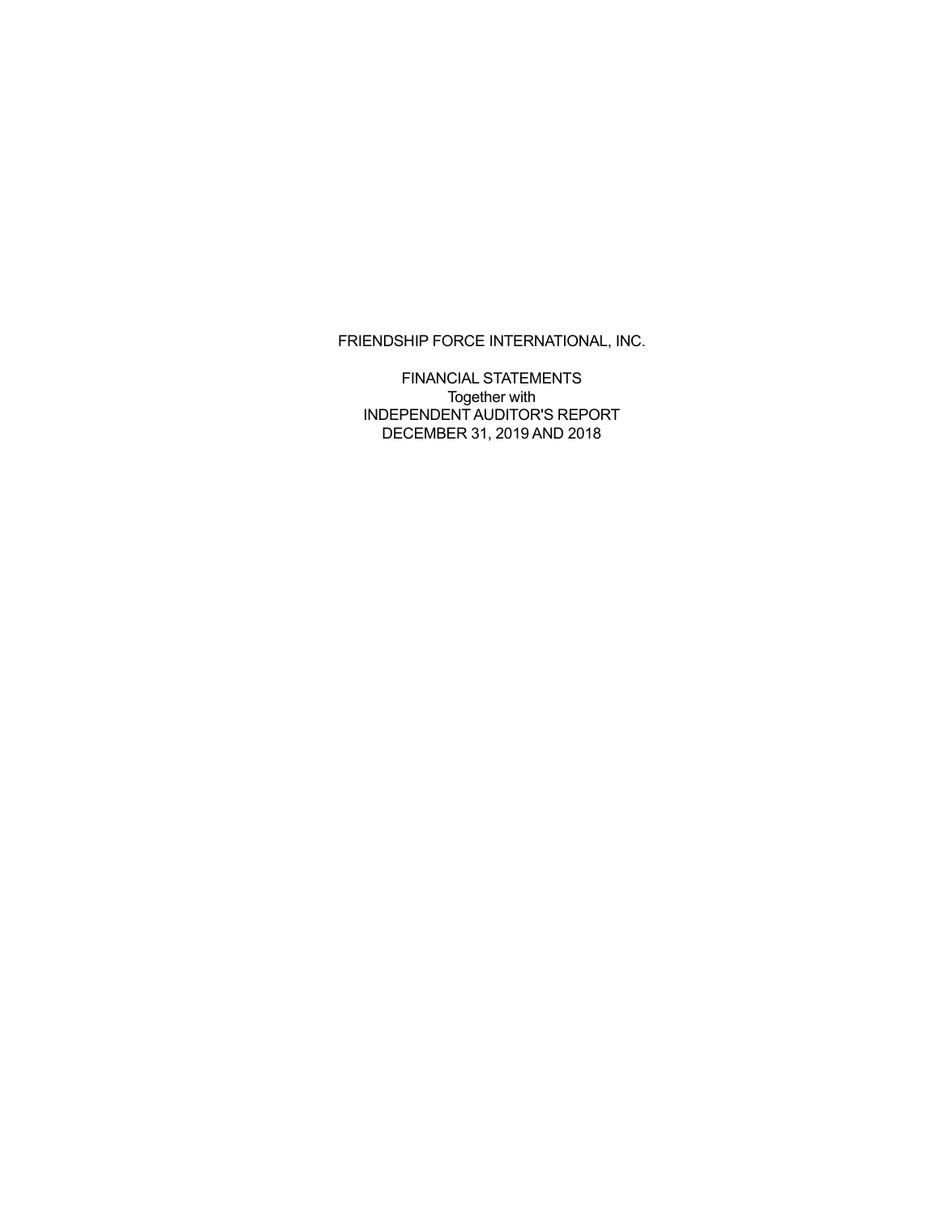FRIENDSHIP FORCE INTERNATIONAL, INC.

FINANCIAL STATEMENTS
Together with
INDEPENDENT AUDITOR'S REPORT
DECEMBER 31, 2019 AND 2018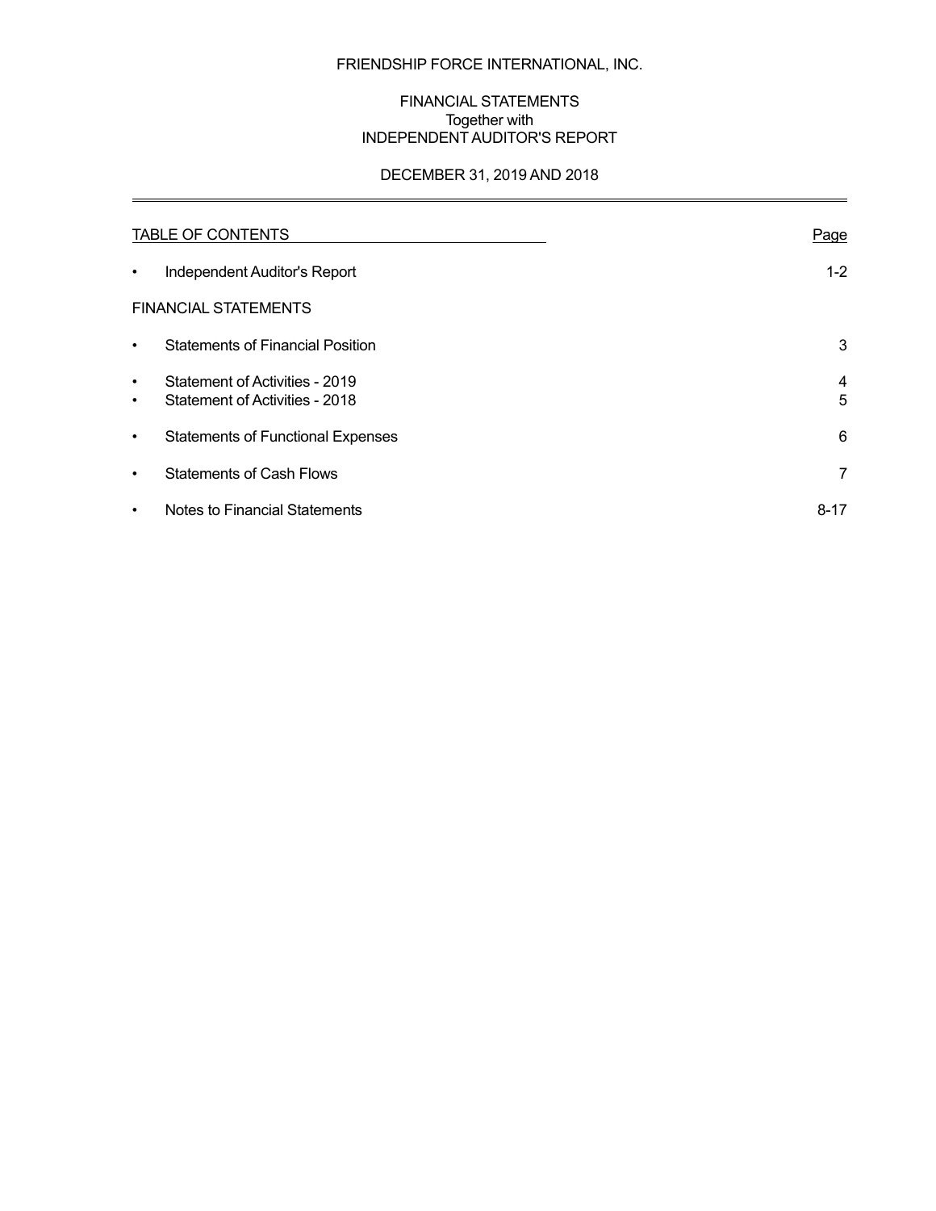# FRIENDSHIP FORCE INTERNATIONAL, INC.

## FINANCIAL STATEMENTS
Together with
INDEPENDENT AUDITOR'S REPORT

DECEMBER 31, 2019 AND 2018

| TABLE OF CONTENTS | Page |
|---|---|
| • Independent Auditor's Report | 1-2 |
| FINANCIAL STATEMENTS | |
| • Statements of Financial Position | 3 |
| • Statement of Activities - 2019 | 4 |
| • Statement of Activities - 2018 | 5 |
| • Statements of Functional Expenses | 6 |
| • Statements of Cash Flows | 7 |
| • Notes to Financial Statements | 8-17 |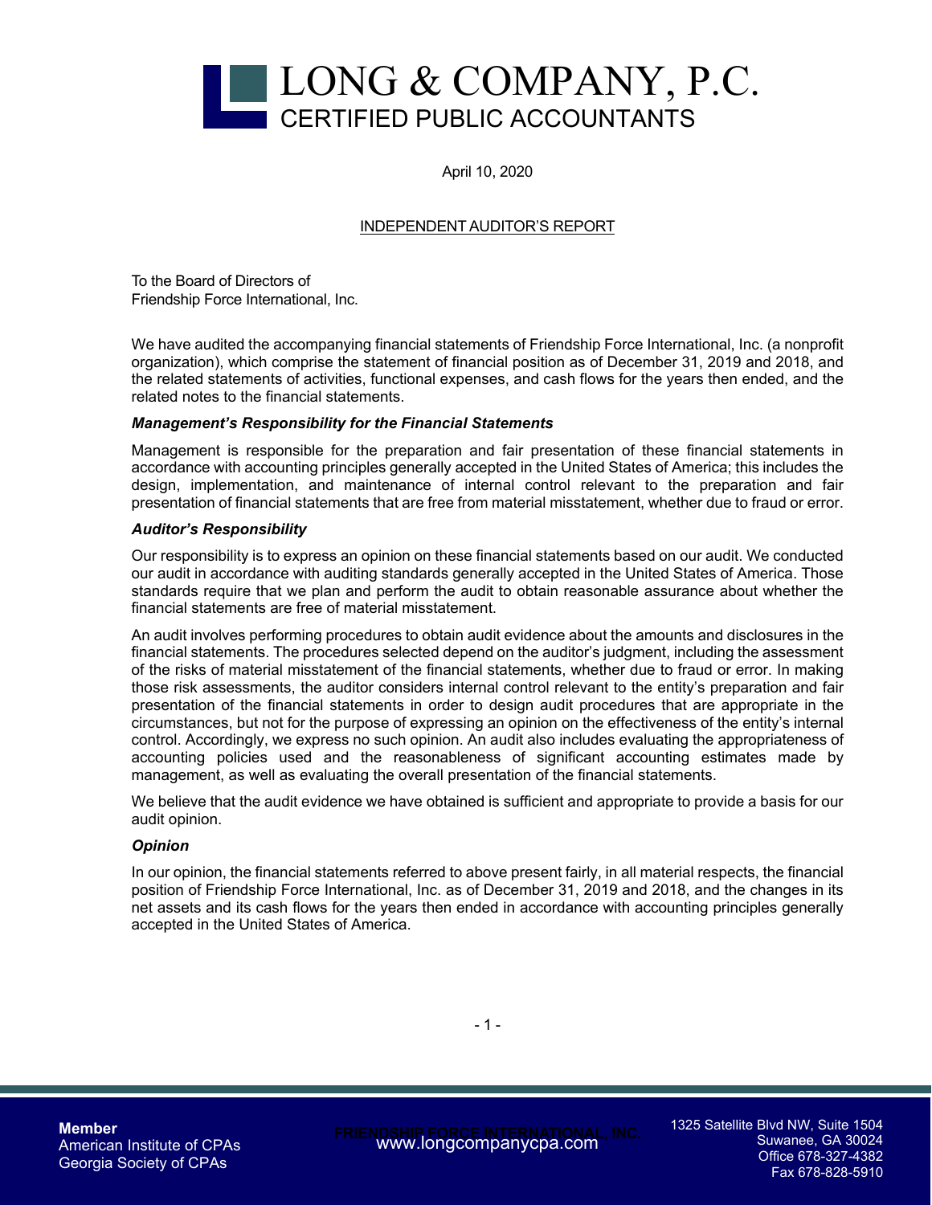# LONG & COMPANY, P.C.
CERTIFIED PUBLIC ACCOUNTANTS

April 10, 2020

## INDEPENDENT AUDITOR'S REPORT

To the Board of Directors of
Friendship Force International, Inc.

We have audited the accompanying financial statements of Friendship Force International, Inc. (a nonprofit organization), which comprise the statement of financial position as of December 31, 2019 and 2018, and the related statements of activities, functional expenses, and cash flows for the years then ended, and the related notes to the financial statements.

### *Management's Responsibility for the Financial Statements*

Management is responsible for the preparation and fair presentation of these financial statements in accordance with accounting principles generally accepted in the United States of America; this includes the design, implementation, and maintenance of internal control relevant to the preparation and fair presentation of financial statements that are free from material misstatement, whether due to fraud or error.

### *Auditor's Responsibility*

Our responsibility is to express an opinion on these financial statements based on our audit. We conducted our audit in accordance with auditing standards generally accepted in the United States of America. Those standards require that we plan and perform the audit to obtain reasonable assurance about whether the financial statements are free of material misstatement.

An audit involves performing procedures to obtain audit evidence about the amounts and disclosures in the financial statements. The procedures selected depend on the auditor's judgment, including the assessment of the risks of material misstatement of the financial statements, whether due to fraud or error. In making those risk assessments, the auditor considers internal control relevant to the entity's preparation and fair presentation of the financial statements in order to design audit procedures that are appropriate in the circumstances, but not for the purpose of expressing an opinion on the effectiveness of the entity's internal control. Accordingly, we express no such opinion. An audit also includes evaluating the appropriateness of accounting policies used and the reasonableness of significant accounting estimates made by management, as well as evaluating the overall presentation of the financial statements.

We believe that the audit evidence we have obtained is sufficient and appropriate to provide a basis for our audit opinion.

### *Opinion*

In our opinion, the financial statements referred to above present fairly, in all material respects, the financial position of Friendship Force International, Inc. as of December 31, 2019 and 2018, and the changes in its net assets and its cash flows for the years then ended in accordance with accounting principles generally accepted in the United States of America.

**Member**
American Institute of CPAs
Georgia Society of CPAs

www.longcompanycpa.com

1325 Satellite Blvd NW, Suite 1504
Suwanee, GA 30024
Office 678-327-4382
Fax 678-828-5910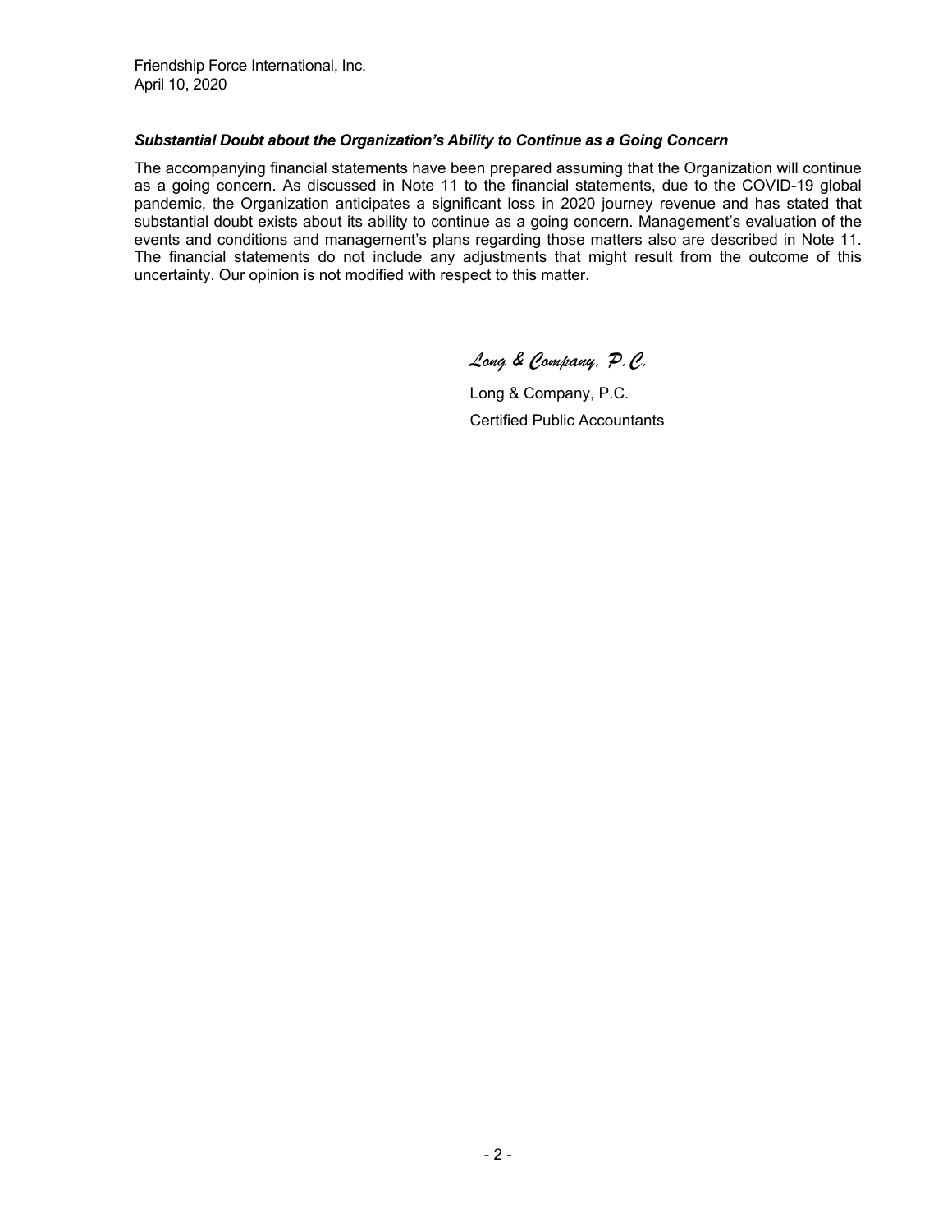Friendship Force International, Inc.
April 10, 2020

***Substantial Doubt about the Organization's Ability to Continue as a Going Concern***

The accompanying financial statements have been prepared assuming that the Organization will continue as a going concern. As discussed in Note 11 to the financial statements, due to the COVID-19 global pandemic, the Organization anticipates a significant loss in 2020 journey revenue and has stated that substantial doubt exists about its ability to continue as a going concern. Management's evaluation of the events and conditions and management's plans regarding those matters also are described in Note 11. The financial statements do not include any adjustments that might result from the outcome of this uncertainty. Our opinion is not modified with respect to this matter.

*Long & Company, P.C.*

Long & Company, P.C.
Certified Public Accountants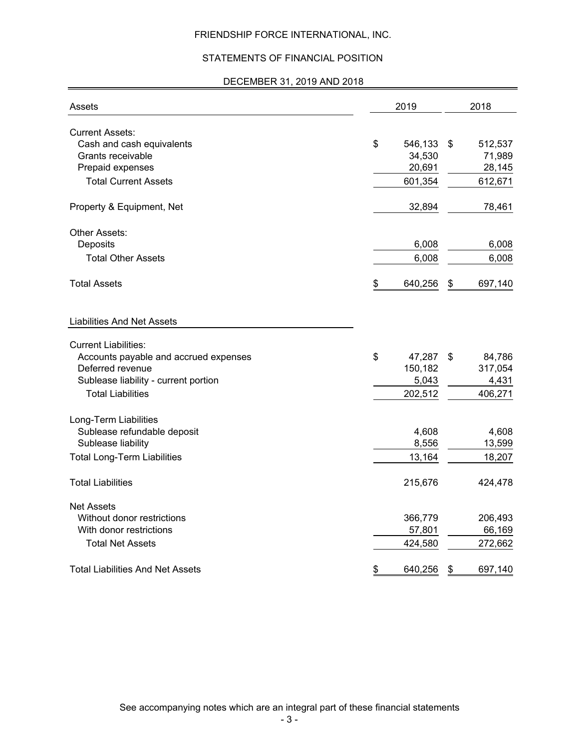# FRIENDSHIP FORCE INTERNATIONAL, INC.

## STATEMENTS OF FINANCIAL POSITION

### DECEMBER 31, 2019 AND 2018

| Assets | 2019 | 2018 |
|---|---|---|
| **Current Assets:** | | |
| Cash and cash equivalents | $ 546,133 | $ 512,537 |
| Grants receivable | 34,530 | 71,989 |
| Prepaid expenses | 20,691 | 28,145 |
| Total Current Assets | 601,354 | 612,671 |
| Property & Equipment, Net | 32,894 | 78,461 |
| **Other Assets:** | | |
| Deposits | 6,008 | 6,008 |
| Total Other Assets | 6,008 | 6,008 |
| Total Assets | $ 640,256 | $ 697,140 |

| Liabilities And Net Assets | 2019 | 2018 |
|---|---|---|
| **Current Liabilities:** | | |
| Accounts payable and accrued expenses | $ 47,287 | $ 84,786 |
| Deferred revenue | 150,182 | 317,054 |
| Sublease liability - current portion | 5,043 | 4,431 |
| Total Liabilities | 202,512 | 406,271 |
| **Long-Term Liabilities** | | |
| Sublease refundable deposit | 4,608 | 4,608 |
| Sublease liability | 8,556 | 13,599 |
| Total Long-Term Liabilities | 13,164 | 18,207 |
| Total Liabilities | 215,676 | 424,478 |
| **Net Assets** | | |
| Without donor restrictions | 366,779 | 206,493 |
| With donor restrictions | 57,801 | 66,169 |
| Total Net Assets | 424,580 | 272,662 |
| Total Liabilities And Net Assets | $ 640,256 | $ 697,140 |

See accompanying notes which are an integral part of these financial statements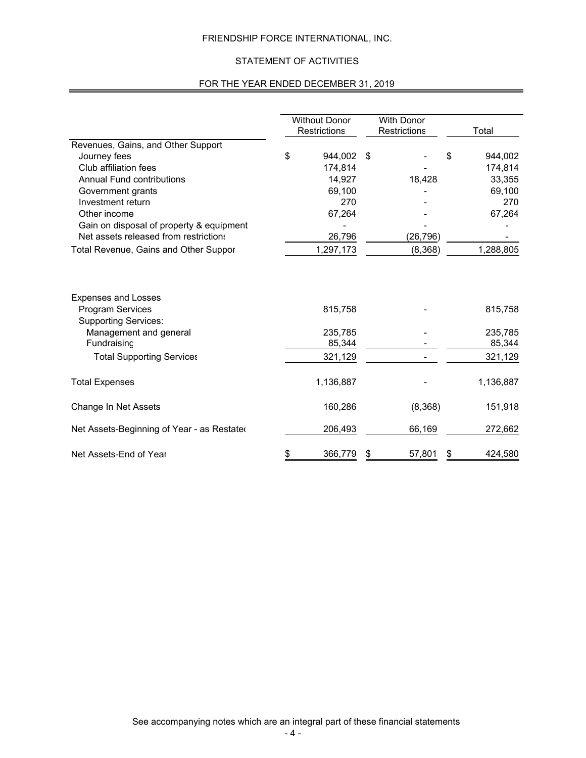FRIENDSHIP FORCE INTERNATIONAL, INC.

STATEMENT OF ACTIVITIES

FOR THE YEAR ENDED DECEMBER 31, 2019

| | Without Donor Restrictions | With Donor Restrictions | Total |
|---|---|---|---|
| Revenues, Gains, and Other Support | | | |
| Journey fees | $ 944,002 | $ - | $ 944,002 |
| Club affiliation fees | 174,814 | - | 174,814 |
| Annual Fund contributions | 14,927 | 18,428 | 33,355 |
| Government grants | 69,100 | - | 69,100 |
| Investment return | 270 | - | 270 |
| Other income | 67,264 | - | 67,264 |
| Gain on disposal of property & equipment | - | - | - |
| Net assets released from restrictions | 26,796 | (26,796) | - |
| Total Revenue, Gains and Other Support | 1,297,173 | (8,368) | 1,288,805 |
| | | | |
| Expenses and Losses | | | |
| Program Services | 815,758 | - | 815,758 |
| Supporting Services: | | | |
| Management and general | 235,785 | - | 235,785 |
| Fundraising | 85,344 | - | 85,344 |
| Total Supporting Services | 321,129 | - | 321,129 |
| | | | |
| Total Expenses | 1,136,887 | - | 1,136,887 |
| | | | |
| Change In Net Assets | 160,286 | (8,368) | 151,918 |
| | | | |
| Net Assets-Beginning of Year - as Restated | 206,493 | 66,169 | 272,662 |
| | | | |
| Net Assets-End of Year | $ 366,779 | $ 57,801 | $ 424,580 |

See accompanying notes which are an integral part of these financial statements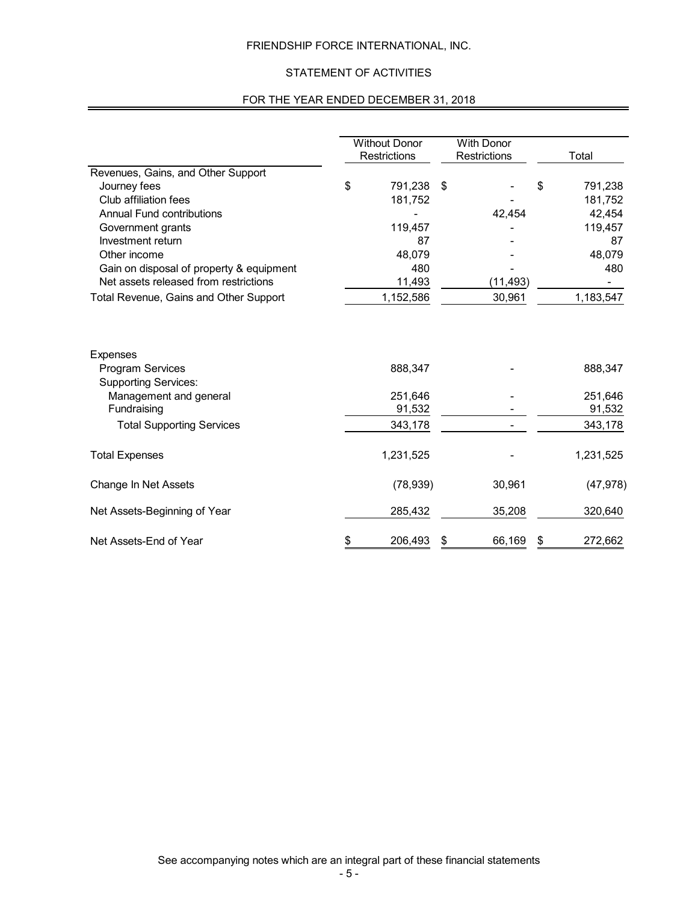# FRIENDSHIP FORCE INTERNATIONAL, INC.

## STATEMENT OF ACTIVITIES

### FOR THE YEAR ENDED DECEMBER 31, 2018

| | Without Donor Restrictions | With Donor Restrictions | Total |
|---|---|---|---|
| **Revenues, Gains, and Other Support** | | | |
| Journey fees | $ 791,238 | $ - | $ 791,238 |
| Club affiliation fees | 181,752 | - | 181,752 |
| Annual Fund contributions | - | 42,454 | 42,454 |
| Government grants | 119,457 | - | 119,457 |
| Investment return | 87 | - | 87 |
| Other income | 48,079 | - | 48,079 |
| Gain on disposal of property & equipment | 480 | - | 480 |
| Net assets released from restrictions | 11,493 | (11,493) | - |
| Total Revenue, Gains and Other Support | 1,152,586 | 30,961 | 1,183,547 |
| **Expenses** | | | |
| Program Services | 888,347 | - | 888,347 |
| Supporting Services: | | | |
| Management and general | 251,646 | - | 251,646 |
| Fundraising | 91,532 | - | 91,532 |
| Total Supporting Services | 343,178 | - | 343,178 |
| Total Expenses | 1,231,525 | - | 1,231,525 |
| Change In Net Assets | (78,939) | 30,961 | (47,978) |
| Net Assets-Beginning of Year | 285,432 | 35,208 | 320,640 |
| Net Assets-End of Year | $ 206,493 | $ 66,169 | $ 272,662 |

See accompanying notes which are an integral part of these financial statements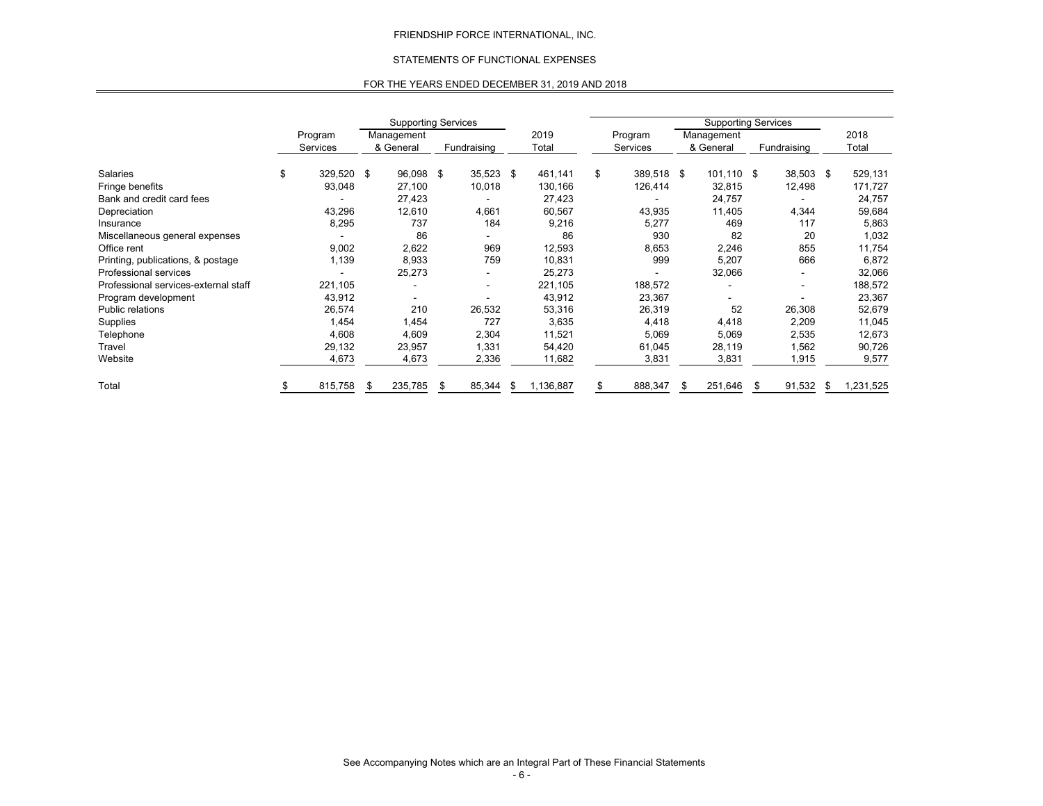FRIENDSHIP FORCE INTERNATIONAL, INC.

STATEMENTS OF FUNCTIONAL EXPENSES

FOR THE YEARS ENDED DECEMBER 31, 2019 AND 2018

| | | Supporting Services | | | | Supporting Services | | |
|---|---|---|---|---|---|---|---|---|
| | Program Services | Management & General | Fundraising | 2019 Total | Program Services | Management & General | Fundraising | 2018 Total |
| Salaries | $ 329,520 | $ 96,098 | $ 35,523 | $ 461,141 | $ 389,518 | $ 101,110 | $ 38,503 | $ 529,131 |
| Fringe benefits | 93,048 | 27,100 | 10,018 | 130,166 | 126,414 | 32,815 | 12,498 | 171,727 |
| Bank and credit card fees | - | 27,423 | - | 27,423 | - | 24,757 | - | 24,757 |
| Depreciation | 43,296 | 12,610 | 4,661 | 60,567 | 43,935 | 11,405 | 4,344 | 59,684 |
| Insurance | 8,295 | 737 | 184 | 9,216 | 5,277 | 469 | 117 | 5,863 |
| Miscellaneous general expenses | - | 86 | - | 86 | 930 | 82 | 20 | 1,032 |
| Office rent | 9,002 | 2,622 | 969 | 12,593 | 8,653 | 2,246 | 855 | 11,754 |
| Printing, publications, & postage | 1,139 | 8,933 | 759 | 10,831 | 999 | 5,207 | 666 | 6,872 |
| Professional services | - | 25,273 | - | 25,273 | - | 32,066 | - | 32,066 |
| Professional services-external staff | 221,105 | - | - | 221,105 | 188,572 | - | - | 188,572 |
| Program development | 43,912 | - | - | 43,912 | 23,367 | - | - | 23,367 |
| Public relations | 26,574 | 210 | 26,532 | 53,316 | 26,319 | 52 | 26,308 | 52,679 |
| Supplies | 1,454 | 1,454 | 727 | 3,635 | 4,418 | 4,418 | 2,209 | 11,045 |
| Telephone | 4,608 | 4,609 | 2,304 | 11,521 | 5,069 | 5,069 | 2,535 | 12,673 |
| Travel | 29,132 | 23,957 | 1,331 | 54,420 | 61,045 | 28,119 | 1,562 | 90,726 |
| Website | 4,673 | 4,673 | 2,336 | 11,682 | 3,831 | 3,831 | 1,915 | 9,577 |
| Total | $ 815,758 | $ 235,785 | $ 85,344 | $ 1,136,887 | $ 888,347 | $ 251,646 | $ 91,532 | $ 1,231,525 |

See Accompanying Notes which are an Integral Part of These Financial Statements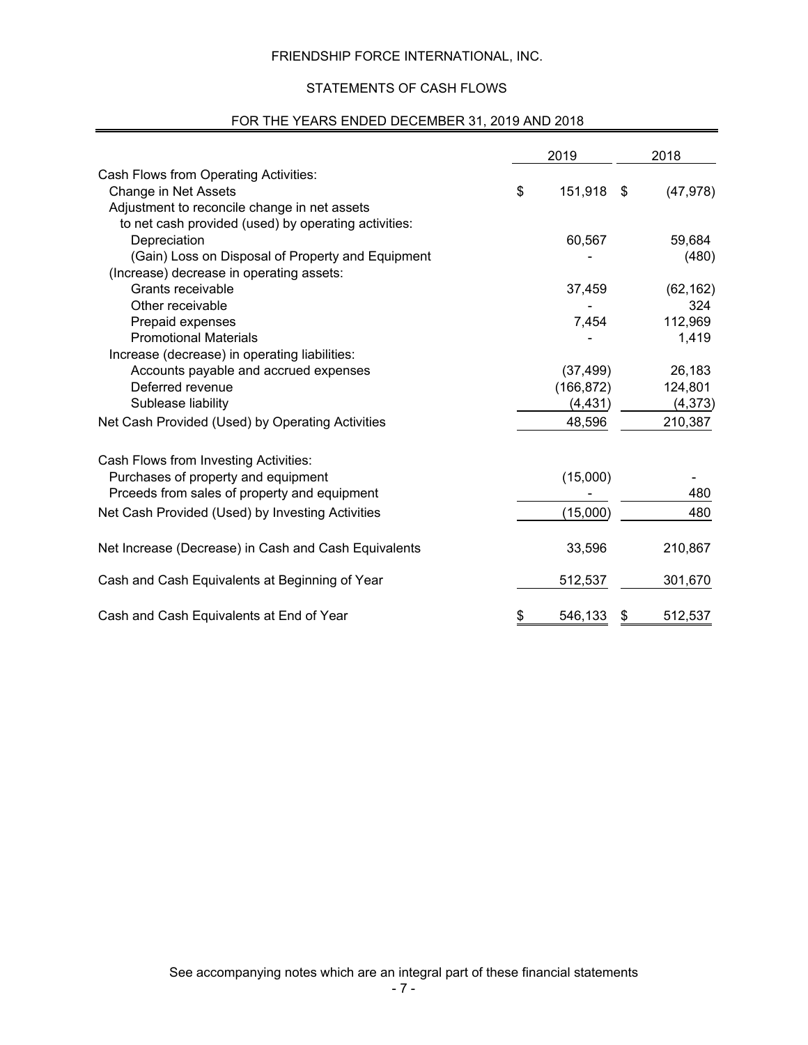FRIENDSHIP FORCE INTERNATIONAL, INC.

STATEMENTS OF CASH FLOWS

FOR THE YEARS ENDED DECEMBER 31, 2019 AND 2018

| | 2019 | 2018 |
|---|---|---|
| Cash Flows from Operating Activities: | | |
| Change in Net Assets | $ 151,918 | $ (47,978) |
| Adjustment to reconcile change in net assets to net cash provided (used) by operating activities: | | |
| Depreciation | 60,567 | 59,684 |
| (Gain) Loss on Disposal of Property and Equipment | - | (480) |
| (Increase) decrease in operating assets: | | |
| Grants receivable | 37,459 | (62,162) |
| Other receivable | - | 324 |
| Prepaid expenses | 7,454 | 112,969 |
| Promotional Materials | - | 1,419 |
| Increase (decrease) in operating liabilities: | | |
| Accounts payable and accrued expenses | (37,499) | 26,183 |
| Deferred revenue | (166,872) | 124,801 |
| Sublease liability | (4,431) | (4,373) |
| Net Cash Provided (Used) by Operating Activities | 48,596 | 210,387 |
| | | |
| Cash Flows from Investing Activities: | | |
| Purchases of property and equipment | (15,000) | - |
| Prceeds from sales of property and equipment | - | 480 |
| Net Cash Provided (Used) by Investing Activities | (15,000) | 480 |
| | | |
| Net Increase (Decrease) in Cash and Cash Equivalents | 33,596 | 210,867 |
| | | |
| Cash and Cash Equivalents at Beginning of Year | 512,537 | 301,670 |
| | | |
| Cash and Cash Equivalents at End of Year | $ 546,133 | $ 512,537 |

See accompanying notes which are an integral part of these financial statements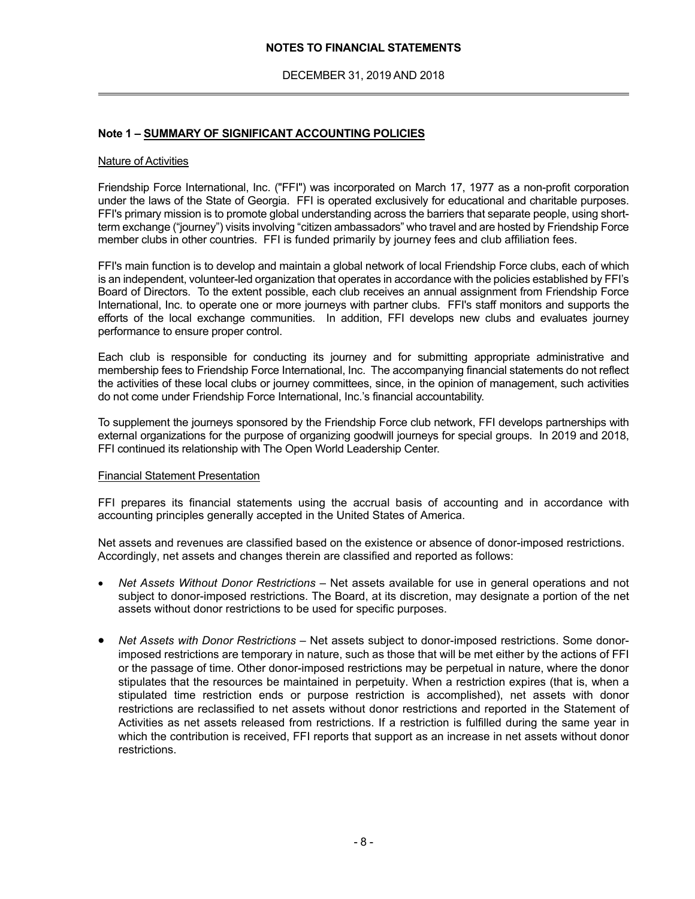**NOTES TO FINANCIAL STATEMENTS**

DECEMBER 31, 2019 AND 2018

## Note 1 – SUMMARY OF SIGNIFICANT ACCOUNTING POLICIES

### Nature of Activities

Friendship Force International, Inc. ("FFI") was incorporated on March 17, 1977 as a non-profit corporation under the laws of the State of Georgia. FFI is operated exclusively for educational and charitable purposes. FFI's primary mission is to promote global understanding across the barriers that separate people, using short-term exchange ("journey") visits involving "citizen ambassadors" who travel and are hosted by Friendship Force member clubs in other countries. FFI is funded primarily by journey fees and club affiliation fees.

FFI's main function is to develop and maintain a global network of local Friendship Force clubs, each of which is an independent, volunteer-led organization that operates in accordance with the policies established by FFI's Board of Directors. To the extent possible, each club receives an annual assignment from Friendship Force International, Inc. to operate one or more journeys with partner clubs. FFI's staff monitors and supports the efforts of the local exchange communities. In addition, FFI develops new clubs and evaluates journey performance to ensure proper control.

Each club is responsible for conducting its journey and for submitting appropriate administrative and membership fees to Friendship Force International, Inc. The accompanying financial statements do not reflect the activities of these local clubs or journey committees, since, in the opinion of management, such activities do not come under Friendship Force International, Inc.'s financial accountability.

To supplement the journeys sponsored by the Friendship Force club network, FFI develops partnerships with external organizations for the purpose of organizing goodwill journeys for special groups. In 2019 and 2018, FFI continued its relationship with The Open World Leadership Center.

### Financial Statement Presentation

FFI prepares its financial statements using the accrual basis of accounting and in accordance with accounting principles generally accepted in the United States of America.

Net assets and revenues are classified based on the existence or absence of donor-imposed restrictions. Accordingly, net assets and changes therein are classified and reported as follows:

- *Net Assets Without Donor Restrictions* – Net assets available for use in general operations and not subject to donor-imposed restrictions. The Board, at its discretion, may designate a portion of the net assets without donor restrictions to be used for specific purposes.

- *Net Assets with Donor Restrictions* – Net assets subject to donor-imposed restrictions. Some donor-imposed restrictions are temporary in nature, such as those that will be met either by the actions of FFI or the passage of time. Other donor-imposed restrictions may be perpetual in nature, where the donor stipulates that the resources be maintained in perpetuity. When a restriction expires (that is, when a stipulated time restriction ends or purpose restriction is accomplished), net assets with donor restrictions are reclassified to net assets without donor restrictions and reported in the Statement of Activities as net assets released from restrictions. If a restriction is fulfilled during the same year in which the contribution is received, FFI reports that support as an increase in net assets without donor restrictions.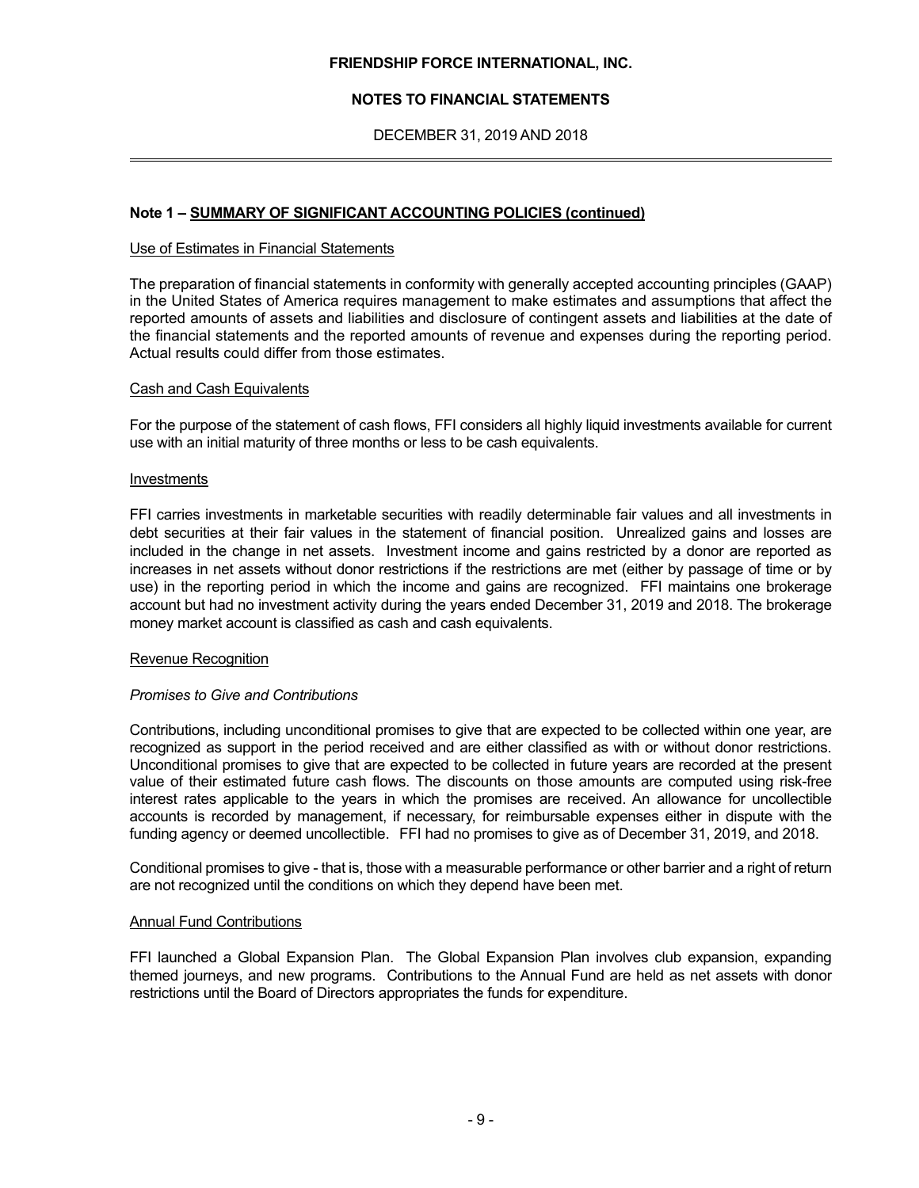## Note 1 – SUMMARY OF SIGNIFICANT ACCOUNTING POLICIES (continued)

### Use of Estimates in Financial Statements

The preparation of financial statements in conformity with generally accepted accounting principles (GAAP) in the United States of America requires management to make estimates and assumptions that affect the reported amounts of assets and liabilities and disclosure of contingent assets and liabilities at the date of the financial statements and the reported amounts of revenue and expenses during the reporting period. Actual results could differ from those estimates.

### Cash and Cash Equivalents

For the purpose of the statement of cash flows, FFI considers all highly liquid investments available for current use with an initial maturity of three months or less to be cash equivalents.

### Investments

FFI carries investments in marketable securities with readily determinable fair values and all investments in debt securities at their fair values in the statement of financial position. Unrealized gains and losses are included in the change in net assets. Investment income and gains restricted by a donor are reported as increases in net assets without donor restrictions if the restrictions are met (either by passage of time or by use) in the reporting period in which the income and gains are recognized. FFI maintains one brokerage account but had no investment activity during the years ended December 31, 2019 and 2018. The brokerage money market account is classified as cash and cash equivalents.

### Revenue Recognition

*Promises to Give and Contributions*

Contributions, including unconditional promises to give that are expected to be collected within one year, are recognized as support in the period received and are either classified as with or without donor restrictions. Unconditional promises to give that are expected to be collected in future years are recorded at the present value of their estimated future cash flows. The discounts on those amounts are computed using risk-free interest rates applicable to the years in which the promises are received. An allowance for uncollectible accounts is recorded by management, if necessary, for reimbursable expenses either in dispute with the funding agency or deemed uncollectible. FFI had no promises to give as of December 31, 2019, and 2018.

Conditional promises to give - that is, those with a measurable performance or other barrier and a right of return are not recognized until the conditions on which they depend have been met.

### Annual Fund Contributions

FFI launched a Global Expansion Plan. The Global Expansion Plan involves club expansion, expanding themed journeys, and new programs. Contributions to the Annual Fund are held as net assets with donor restrictions until the Board of Directors appropriates the funds for expenditure.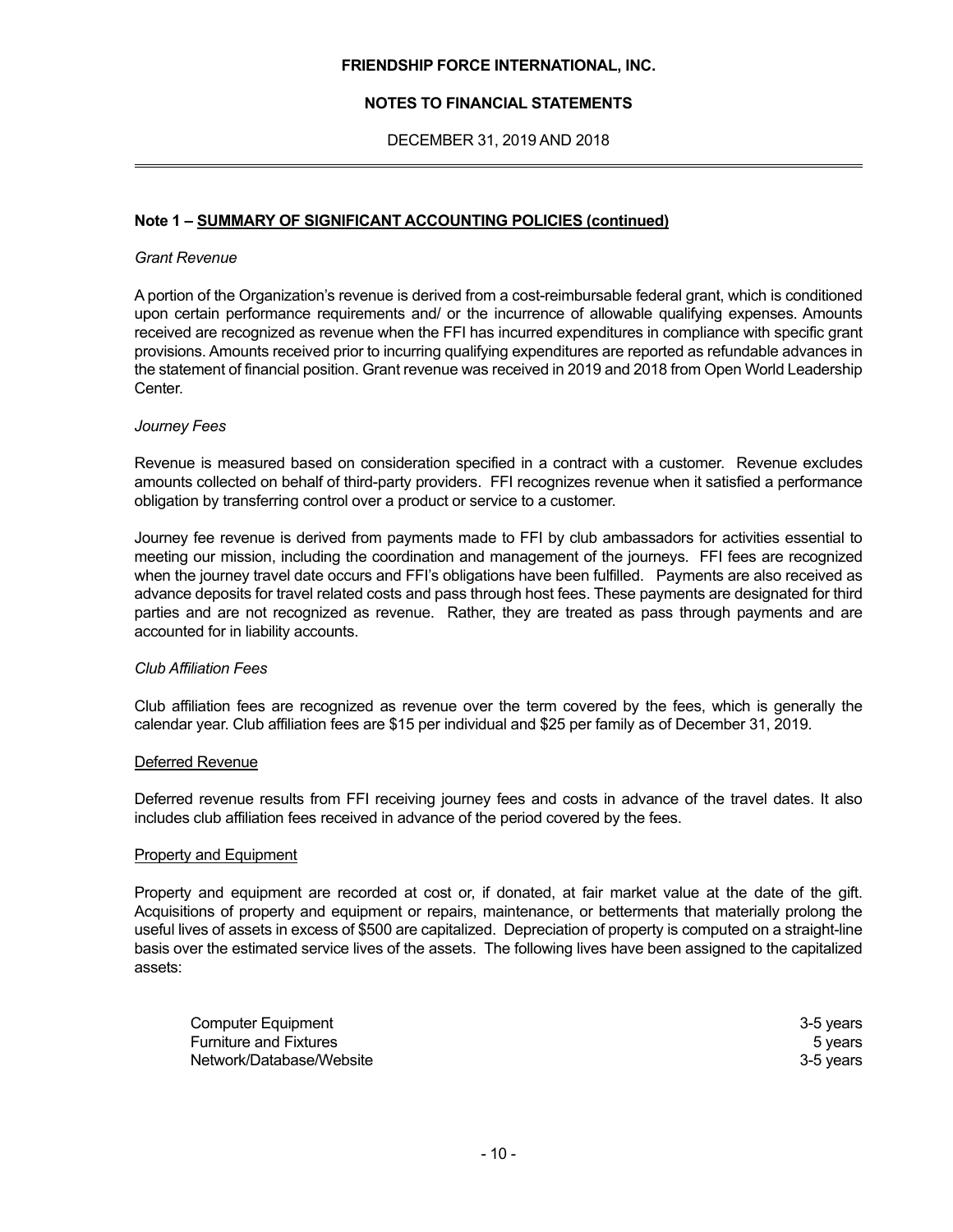## Note 1 – SUMMARY OF SIGNIFICANT ACCOUNTING POLICIES (continued)

*Grant Revenue*

A portion of the Organization's revenue is derived from a cost-reimbursable federal grant, which is conditioned upon certain performance requirements and/ or the incurrence of allowable qualifying expenses. Amounts received are recognized as revenue when the FFI has incurred expenditures in compliance with specific grant provisions. Amounts received prior to incurring qualifying expenditures are reported as refundable advances in the statement of financial position. Grant revenue was received in 2019 and 2018 from Open World Leadership Center.

*Journey Fees*

Revenue is measured based on consideration specified in a contract with a customer. Revenue excludes amounts collected on behalf of third-party providers. FFI recognizes revenue when it satisfied a performance obligation by transferring control over a product or service to a customer.

Journey fee revenue is derived from payments made to FFI by club ambassadors for activities essential to meeting our mission, including the coordination and management of the journeys. FFI fees are recognized when the journey travel date occurs and FFI's obligations have been fulfilled. Payments are also received as advance deposits for travel related costs and pass through host fees. These payments are designated for third parties and are not recognized as revenue. Rather, they are treated as pass through payments and are accounted for in liability accounts.

*Club Affiliation Fees*

Club affiliation fees are recognized as revenue over the term covered by the fees, which is generally the calendar year. Club affiliation fees are $15 per individual and $25 per family as of December 31, 2019.

### Deferred Revenue

Deferred revenue results from FFI receiving journey fees and costs in advance of the travel dates. It also includes club affiliation fees received in advance of the period covered by the fees.

### Property and Equipment

Property and equipment are recorded at cost or, if donated, at fair market value at the date of the gift. Acquisitions of property and equipment or repairs, maintenance, or betterments that materially prolong the useful lives of assets in excess of $500 are capitalized. Depreciation of property is computed on a straight-line basis over the estimated service lives of the assets. The following lives have been assigned to the capitalized assets:

| | |
|---|---|
| Computer Equipment | 3-5 years |
| Furniture and Fixtures | 5 years |
| Network/Database/Website | 3-5 years |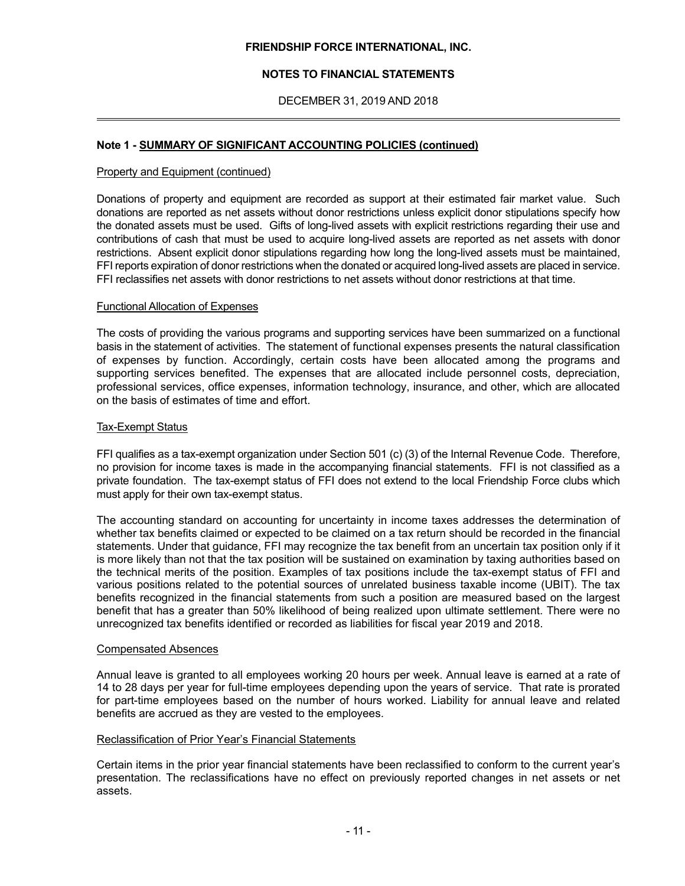## Note 1 - SUMMARY OF SIGNIFICANT ACCOUNTING POLICIES (continued)

### Property and Equipment (continued)

Donations of property and equipment are recorded as support at their estimated fair market value. Such donations are reported as net assets without donor restrictions unless explicit donor stipulations specify how the donated assets must be used. Gifts of long-lived assets with explicit restrictions regarding their use and contributions of cash that must be used to acquire long-lived assets are reported as net assets with donor restrictions. Absent explicit donor stipulations regarding how long the long-lived assets must be maintained, FFI reports expiration of donor restrictions when the donated or acquired long-lived assets are placed in service. FFI reclassifies net assets with donor restrictions to net assets without donor restrictions at that time.

### Functional Allocation of Expenses

The costs of providing the various programs and supporting services have been summarized on a functional basis in the statement of activities. The statement of functional expenses presents the natural classification of expenses by function. Accordingly, certain costs have been allocated among the programs and supporting services benefited. The expenses that are allocated include personnel costs, depreciation, professional services, office expenses, information technology, insurance, and other, which are allocated on the basis of estimates of time and effort.

### Tax-Exempt Status

FFI qualifies as a tax-exempt organization under Section 501 (c) (3) of the Internal Revenue Code. Therefore, no provision for income taxes is made in the accompanying financial statements. FFI is not classified as a private foundation. The tax-exempt status of FFI does not extend to the local Friendship Force clubs which must apply for their own tax-exempt status.

The accounting standard on accounting for uncertainty in income taxes addresses the determination of whether tax benefits claimed or expected to be claimed on a tax return should be recorded in the financial statements. Under that guidance, FFI may recognize the tax benefit from an uncertain tax position only if it is more likely than not that the tax position will be sustained on examination by taxing authorities based on the technical merits of the position. Examples of tax positions include the tax-exempt status of FFI and various positions related to the potential sources of unrelated business taxable income (UBIT). The tax benefits recognized in the financial statements from such a position are measured based on the largest benefit that has a greater than 50% likelihood of being realized upon ultimate settlement. There were no unrecognized tax benefits identified or recorded as liabilities for fiscal year 2019 and 2018.

### Compensated Absences

Annual leave is granted to all employees working 20 hours per week. Annual leave is earned at a rate of 14 to 28 days per year for full-time employees depending upon the years of service. That rate is prorated for part-time employees based on the number of hours worked. Liability for annual leave and related benefits are accrued as they are vested to the employees.

### Reclassification of Prior Year's Financial Statements

Certain items in the prior year financial statements have been reclassified to conform to the current year's presentation. The reclassifications have no effect on previously reported changes in net assets or net assets.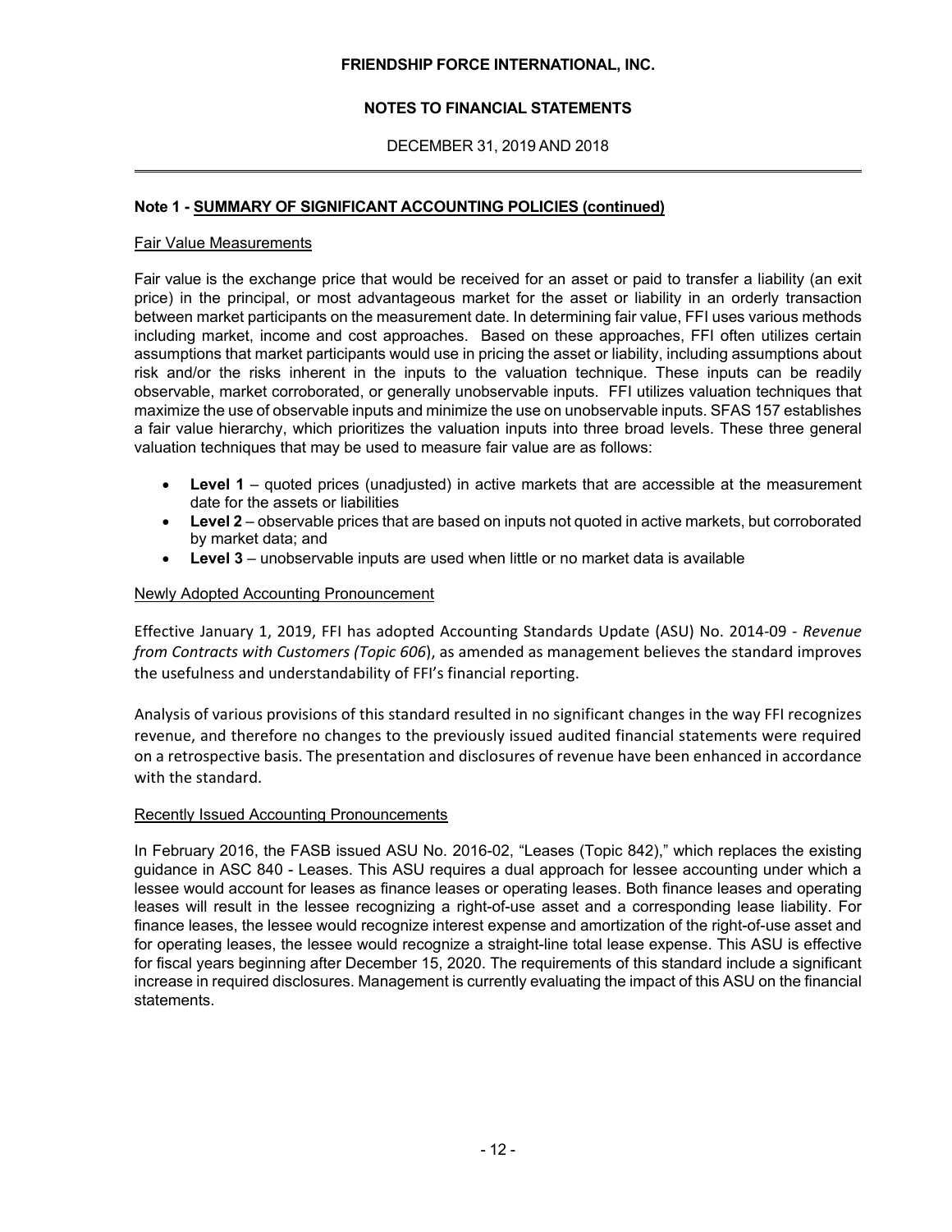## Note 1 - SUMMARY OF SIGNIFICANT ACCOUNTING POLICIES (continued)

### Fair Value Measurements

Fair value is the exchange price that would be received for an asset or paid to transfer a liability (an exit price) in the principal, or most advantageous market for the asset or liability in an orderly transaction between market participants on the measurement date. In determining fair value, FFI uses various methods including market, income and cost approaches. Based on these approaches, FFI often utilizes certain assumptions that market participants would use in pricing the asset or liability, including assumptions about risk and/or the risks inherent in the inputs to the valuation technique. These inputs can be readily observable, market corroborated, or generally unobservable inputs. FFI utilizes valuation techniques that maximize the use of observable inputs and minimize the use on unobservable inputs. SFAS 157 establishes a fair value hierarchy, which prioritizes the valuation inputs into three broad levels. These three general valuation techniques that may be used to measure fair value are as follows:

- **Level 1** – quoted prices (unadjusted) in active markets that are accessible at the measurement date for the assets or liabilities
- **Level 2** – observable prices that are based on inputs not quoted in active markets, but corroborated by market data; and
- **Level 3** – unobservable inputs are used when little or no market data is available

### Newly Adopted Accounting Pronouncement

Effective January 1, 2019, FFI has adopted Accounting Standards Update (ASU) No. 2014-09 - *Revenue from Contracts with Customers (Topic 606*), as amended as management believes the standard improves the usefulness and understandability of FFI's financial reporting.

Analysis of various provisions of this standard resulted in no significant changes in the way FFI recognizes revenue, and therefore no changes to the previously issued audited financial statements were required on a retrospective basis. The presentation and disclosures of revenue have been enhanced in accordance with the standard.

### Recently Issued Accounting Pronouncements

In February 2016, the FASB issued ASU No. 2016-02, "Leases (Topic 842)," which replaces the existing guidance in ASC 840 - Leases. This ASU requires a dual approach for lessee accounting under which a lessee would account for leases as finance leases or operating leases. Both finance leases and operating leases will result in the lessee recognizing a right-of-use asset and a corresponding lease liability. For finance leases, the lessee would recognize interest expense and amortization of the right-of-use asset and for operating leases, the lessee would recognize a straight-line total lease expense. This ASU is effective for fiscal years beginning after December 15, 2020. The requirements of this standard include a significant increase in required disclosures. Management is currently evaluating the impact of this ASU on the financial statements.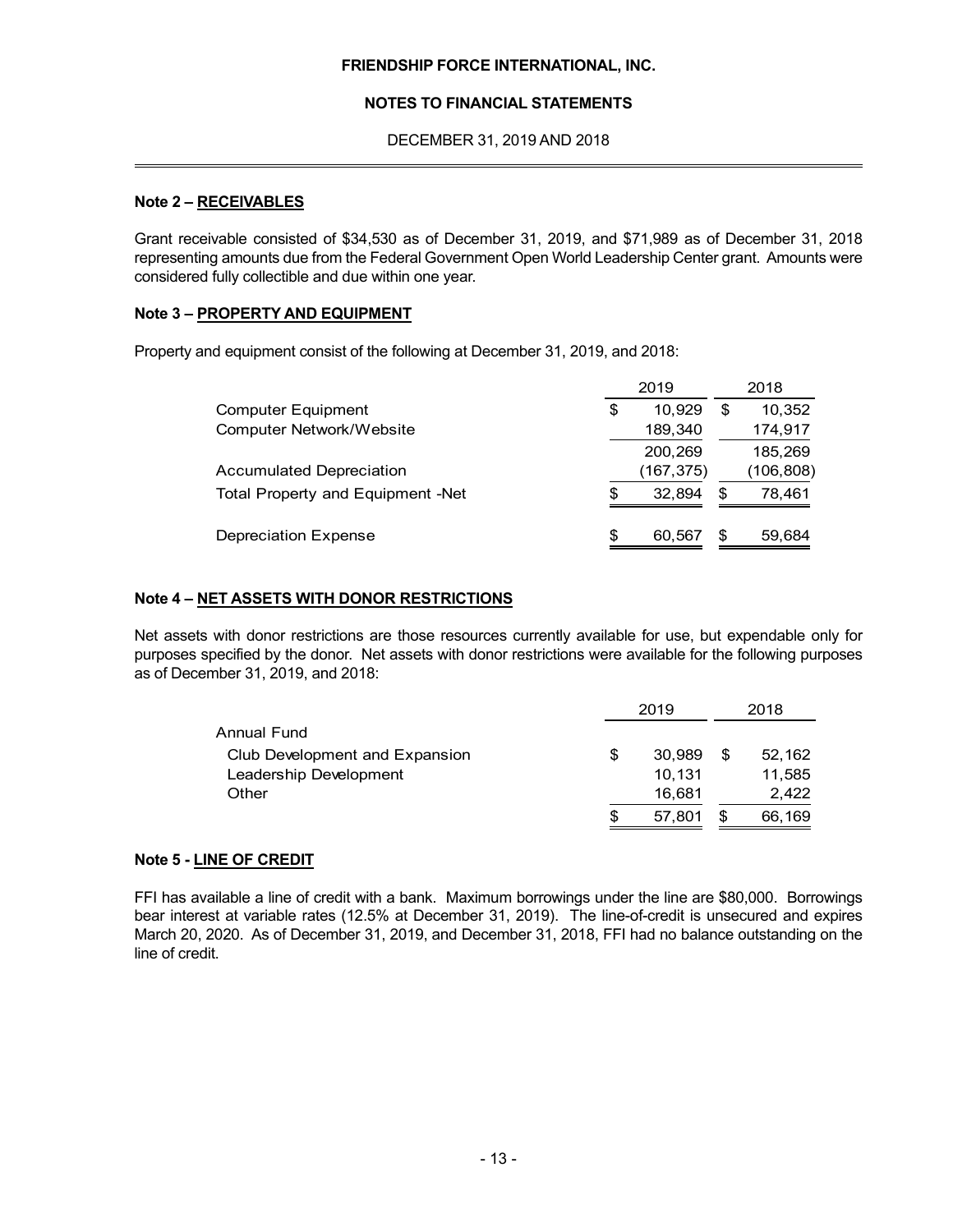**FRIENDSHIP FORCE INTERNATIONAL, INC.**

**NOTES TO FINANCIAL STATEMENTS**

DECEMBER 31, 2019 AND 2018

### Note 2 – RECEIVABLES

Grant receivable consisted of $34,530 as of December 31, 2019, and $71,989 as of December 31, 2018 representing amounts due from the Federal Government Open World Leadership Center grant. Amounts were considered fully collectible and due within one year.

### Note 3 – PROPERTY AND EQUIPMENT

Property and equipment consist of the following at December 31, 2019, and 2018:

| | 2019 | 2018 |
|---|---|---|
| Computer Equipment | $ 10,929 | $ 10,352 |
| Computer Network/Website | 189,340 | 174,917 |
| | 200,269 | 185,269 |
| Accumulated Depreciation | (167,375) | (106,808) |
| Total Property and Equipment -Net | $ 32,894 | $ 78,461 |
| | | |
| Depreciation Expense | $ 60,567 | $ 59,684 |

### Note 4 – NET ASSETS WITH DONOR RESTRICTIONS

Net assets with donor restrictions are those resources currently available for use, but expendable only for purposes specified by the donor. Net assets with donor restrictions were available for the following purposes as of December 31, 2019, and 2018:

| | 2019 | 2018 |
|---|---|---|
| Annual Fund | | |
| Club Development and Expansion | $ 30,989 | $ 52,162 |
| Leadership Development | 10,131 | 11,585 |
| Other | 16,681 | 2,422 |
| | $ 57,801 | $ 66,169 |

### Note 5 - LINE OF CREDIT

FFI has available a line of credit with a bank. Maximum borrowings under the line are $80,000. Borrowings bear interest at variable rates (12.5% at December 31, 2019). The line-of-credit is unsecured and expires March 20, 2020. As of December 31, 2019, and December 31, 2018, FFI had no balance outstanding on the line of credit.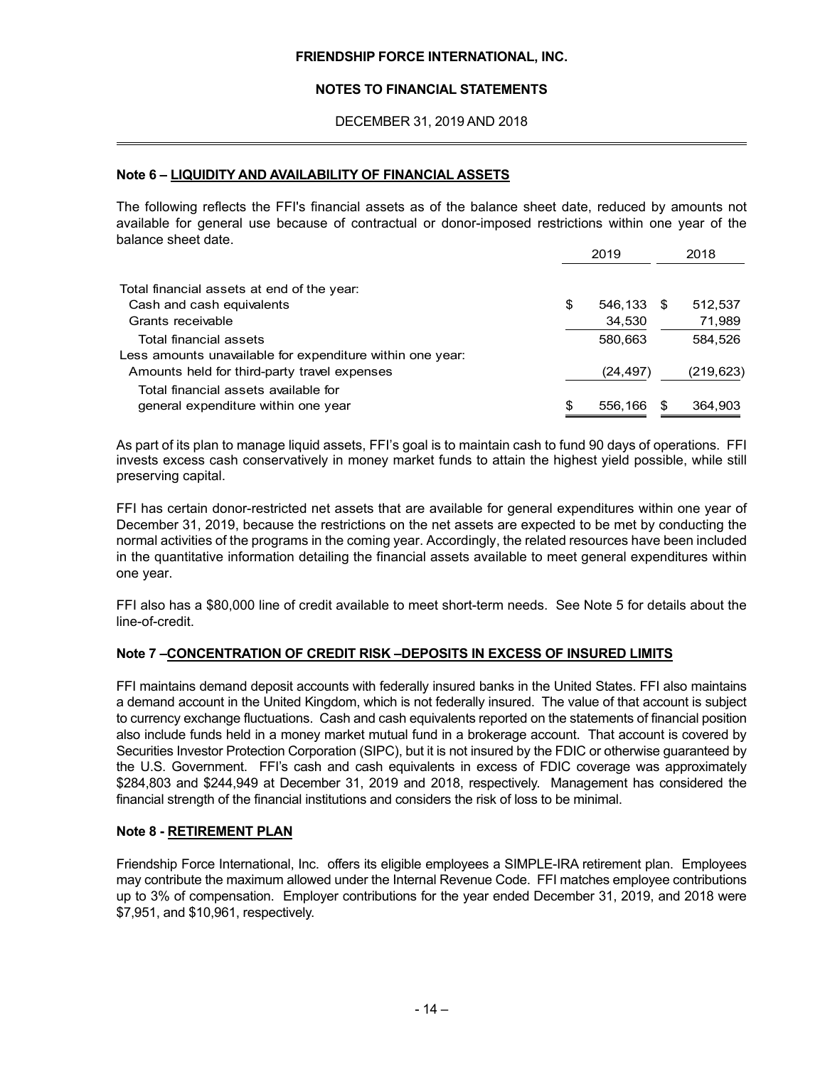## Note 6 – LIQUIDITY AND AVAILABILITY OF FINANCIAL ASSETS

The following reflects the FFI's financial assets as of the balance sheet date, reduced by amounts not available for general use because of contractual or donor-imposed restrictions within one year of the balance sheet date.

| | 2019 | 2018 |
|---|---|---|
| Total financial assets at end of the year: | | |
| Cash and cash equivalents | $ 546,133 | $ 512,537 |
| Grants receivable | 34,530 | 71,989 |
| Total financial assets | 580,663 | 584,526 |
| Less amounts unavailable for expenditure within one year: | | |
| Amounts held for third-party travel expenses | (24,497) | (219,623) |
| Total financial assets available for general expenditure within one year | $ 556,166 | $ 364,903 |

As part of its plan to manage liquid assets, FFI's goal is to maintain cash to fund 90 days of operations. FFI invests excess cash conservatively in money market funds to attain the highest yield possible, while still preserving capital.

FFI has certain donor-restricted net assets that are available for general expenditures within one year of December 31, 2019, because the restrictions on the net assets are expected to be met by conducting the normal activities of the programs in the coming year. Accordingly, the related resources have been included in the quantitative information detailing the financial assets available to meet general expenditures within one year.

FFI also has a $80,000 line of credit available to meet short-term needs. See Note 5 for details about the line-of-credit.

## Note 7 –CONCENTRATION OF CREDIT RISK –DEPOSITS IN EXCESS OF INSURED LIMITS

FFI maintains demand deposit accounts with federally insured banks in the United States. FFI also maintains a demand account in the United Kingdom, which is not federally insured. The value of that account is subject to currency exchange fluctuations. Cash and cash equivalents reported on the statements of financial position also include funds held in a money market mutual fund in a brokerage account. That account is covered by Securities Investor Protection Corporation (SIPC), but it is not insured by the FDIC or otherwise guaranteed by the U.S. Government. FFI's cash and cash equivalents in excess of FDIC coverage was approximately $284,803 and $244,949 at December 31, 2019 and 2018, respectively. Management has considered the financial strength of the financial institutions and considers the risk of loss to be minimal.

## Note 8 - RETIREMENT PLAN

Friendship Force International, Inc. offers its eligible employees a SIMPLE-IRA retirement plan. Employees may contribute the maximum allowed under the Internal Revenue Code. FFI matches employee contributions up to 3% of compensation. Employer contributions for the year ended December 31, 2019, and 2018 were $7,951, and $10,961, respectively.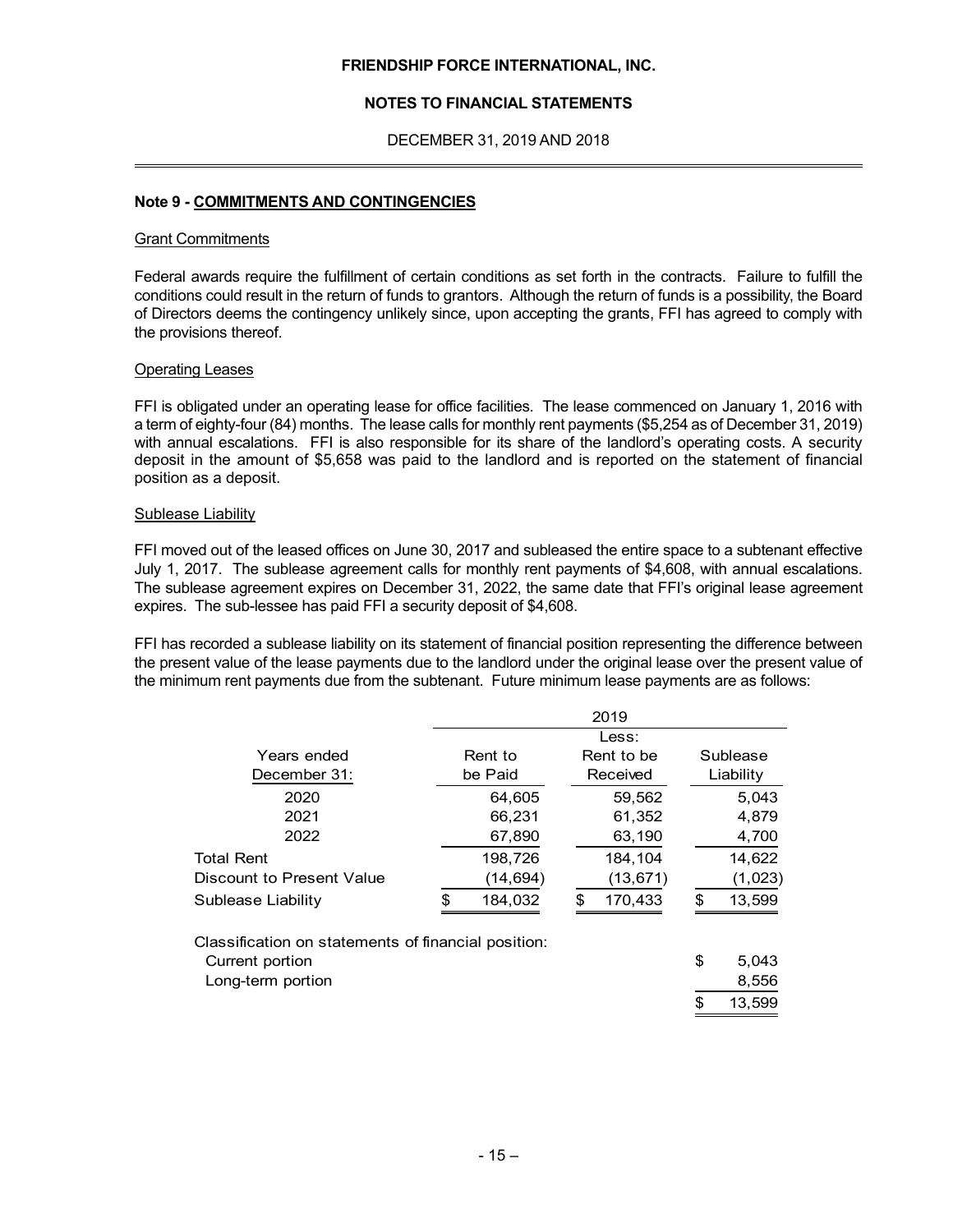### Note 9 - COMMITMENTS AND CONTINGENCIES

Grant Commitments

Federal awards require the fulfillment of certain conditions as set forth in the contracts. Failure to fulfill the conditions could result in the return of funds to grantors. Although the return of funds is a possibility, the Board of Directors deems the contingency unlikely since, upon accepting the grants, FFI has agreed to comply with the provisions thereof.

Operating Leases

FFI is obligated under an operating lease for office facilities. The lease commenced on January 1, 2016 with a term of eighty-four (84) months. The lease calls for monthly rent payments ($5,254 as of December 31, 2019) with annual escalations. FFI is also responsible for its share of the landlord's operating costs. A security deposit in the amount of $5,658 was paid to the landlord and is reported on the statement of financial position as a deposit.

Sublease Liability

FFI moved out of the leased offices on June 30, 2017 and subleased the entire space to a subtenant effective July 1, 2017. The sublease agreement calls for monthly rent payments of $4,608, with annual escalations. The sublease agreement expires on December 31, 2022, the same date that FFI's original lease agreement expires. The sub-lessee has paid FFI a security deposit of $4,608.

FFI has recorded a sublease liability on its statement of financial position representing the difference between the present value of the lease payments due to the landlord under the original lease over the present value of the minimum rent payments due from the subtenant. Future minimum lease payments are as follows:

| | 2019 | | |
|---|---|---|---|
| Years ended December 31: | Rent to be Paid | Less: Rent to be Received | Sublease Liability |
| 2020 | 64,605 | 59,562 | 5,043 |
| 2021 | 66,231 | 61,352 | 4,879 |
| 2022 | 67,890 | 63,190 | 4,700 |
| Total Rent | 198,726 | 184,104 | 14,622 |
| Discount to Present Value | (14,694) | (13,671) | (1,023) |
| Sublease Liability | $ 184,032 | $ 170,433 | $ 13,599 |
| Classification on statements of financial position: | | | |
| Current portion | | | $ 5,043 |
| Long-term portion | | | 8,556 |
| | | | $ 13,599 |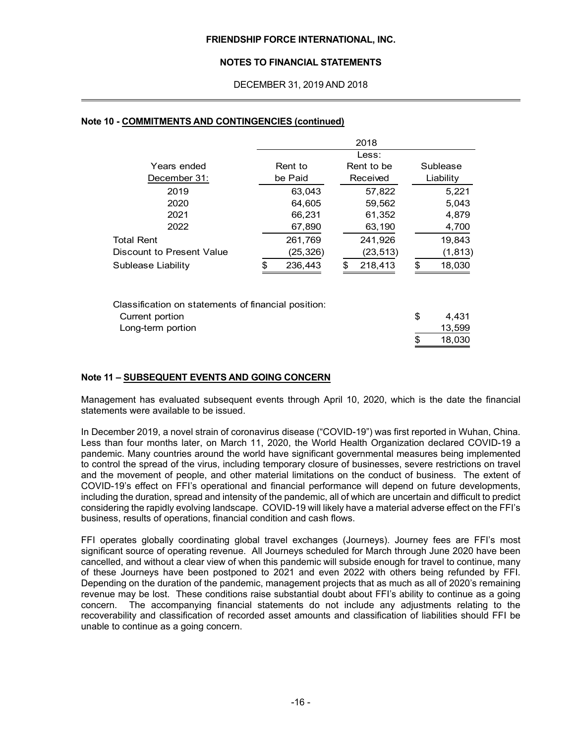### Note 10 - COMMITMENTS AND CONTINGENCIES (continued)

| | 2018 | | |
|---|---|---|---|
| Years ended December 31: | Rent to be Paid | Less: Rent to be Received | Sublease Liability |
| 2019 | 63,043 | 57,822 | 5,221 |
| 2020 | 64,605 | 59,562 | 5,043 |
| 2021 | 66,231 | 61,352 | 4,879 |
| 2022 | 67,890 | 63,190 | 4,700 |
| Total Rent | 261,769 | 241,926 | 19,843 |
| Discount to Present Value | (25,326) | (23,513) | (1,813) |
| Sublease Liability | $ 236,443 | $ 218,413 | $ 18,030 |

| Classification on statements of financial position: | |
|---|---|
| Current portion | $ 4,431 |
| Long-term portion | 13,599 |
| | $ 18,030 |

### Note 11 – SUBSEQUENT EVENTS AND GOING CONCERN

Management has evaluated subsequent events through April 10, 2020, which is the date the financial statements were available to be issued.

In December 2019, a novel strain of coronavirus disease ("COVID-19") was first reported in Wuhan, China. Less than four months later, on March 11, 2020, the World Health Organization declared COVID-19 a pandemic. Many countries around the world have significant governmental measures being implemented to control the spread of the virus, including temporary closure of businesses, severe restrictions on travel and the movement of people, and other material limitations on the conduct of business. The extent of COVID-19's effect on FFI's operational and financial performance will depend on future developments, including the duration, spread and intensity of the pandemic, all of which are uncertain and difficult to predict considering the rapidly evolving landscape. COVID-19 will likely have a material adverse effect on the FFI's business, results of operations, financial condition and cash flows.

FFI operates globally coordinating global travel exchanges (Journeys). Journey fees are FFI's most significant source of operating revenue. All Journeys scheduled for March through June 2020 have been cancelled, and without a clear view of when this pandemic will subside enough for travel to continue, many of these Journeys have been postponed to 2021 and even 2022 with others being refunded by FFI. Depending on the duration of the pandemic, management projects that as much as all of 2020's remaining revenue may be lost. These conditions raise substantial doubt about FFI's ability to continue as a going concern. The accompanying financial statements do not include any adjustments relating to the recoverability and classification of recorded asset amounts and classification of liabilities should FFI be unable to continue as a going concern.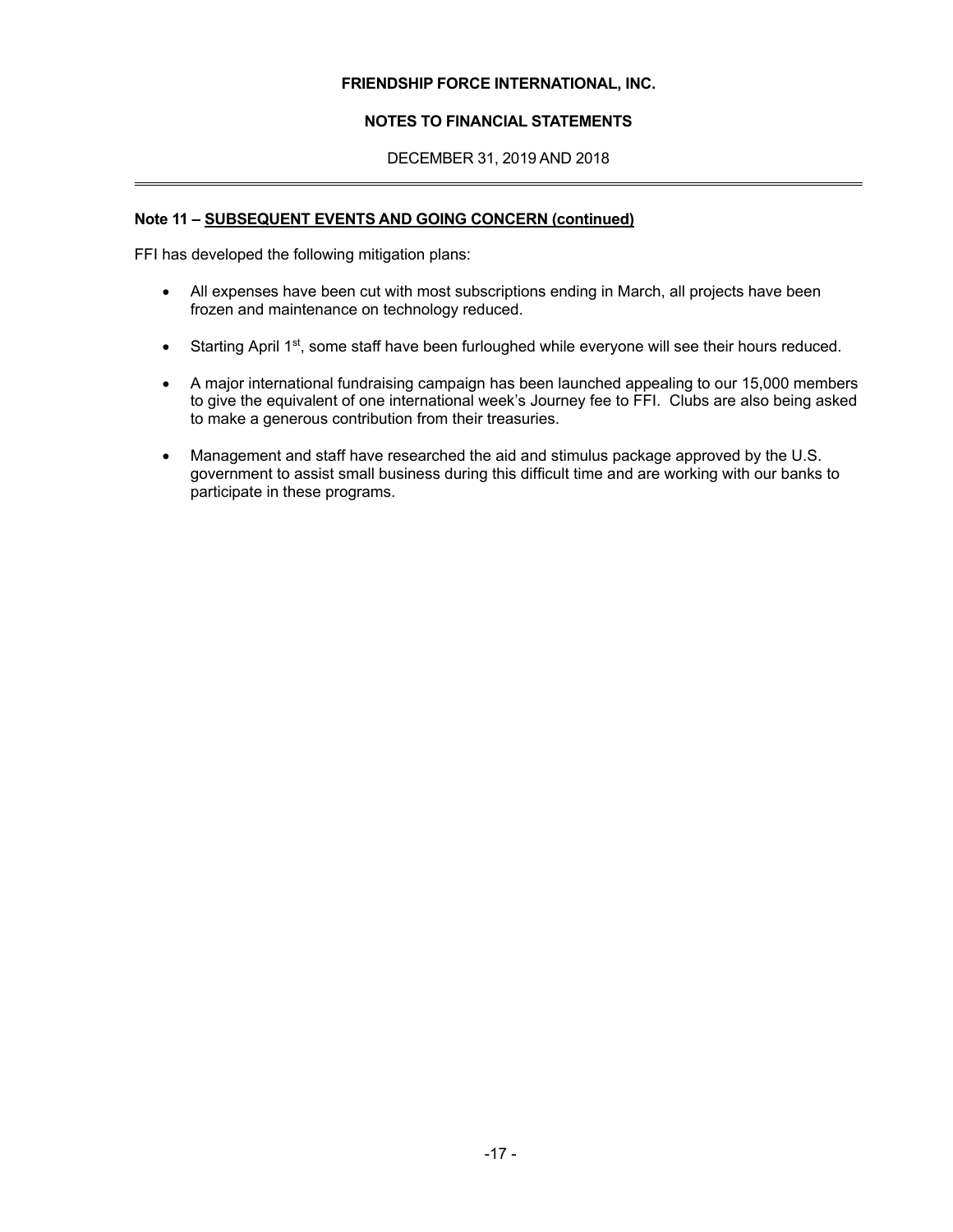### Note 11 – SUBSEQUENT EVENTS AND GOING CONCERN (continued)

FFI has developed the following mitigation plans:

- All expenses have been cut with most subscriptions ending in March, all projects have been frozen and maintenance on technology reduced.
- Starting April 1st, some staff have been furloughed while everyone will see their hours reduced.
- A major international fundraising campaign has been launched appealing to our 15,000 members to give the equivalent of one international week's Journey fee to FFI. Clubs are also being asked to make a generous contribution from their treasuries.
- Management and staff have researched the aid and stimulus package approved by the U.S. government to assist small business during this difficult time and are working with our banks to participate in these programs.